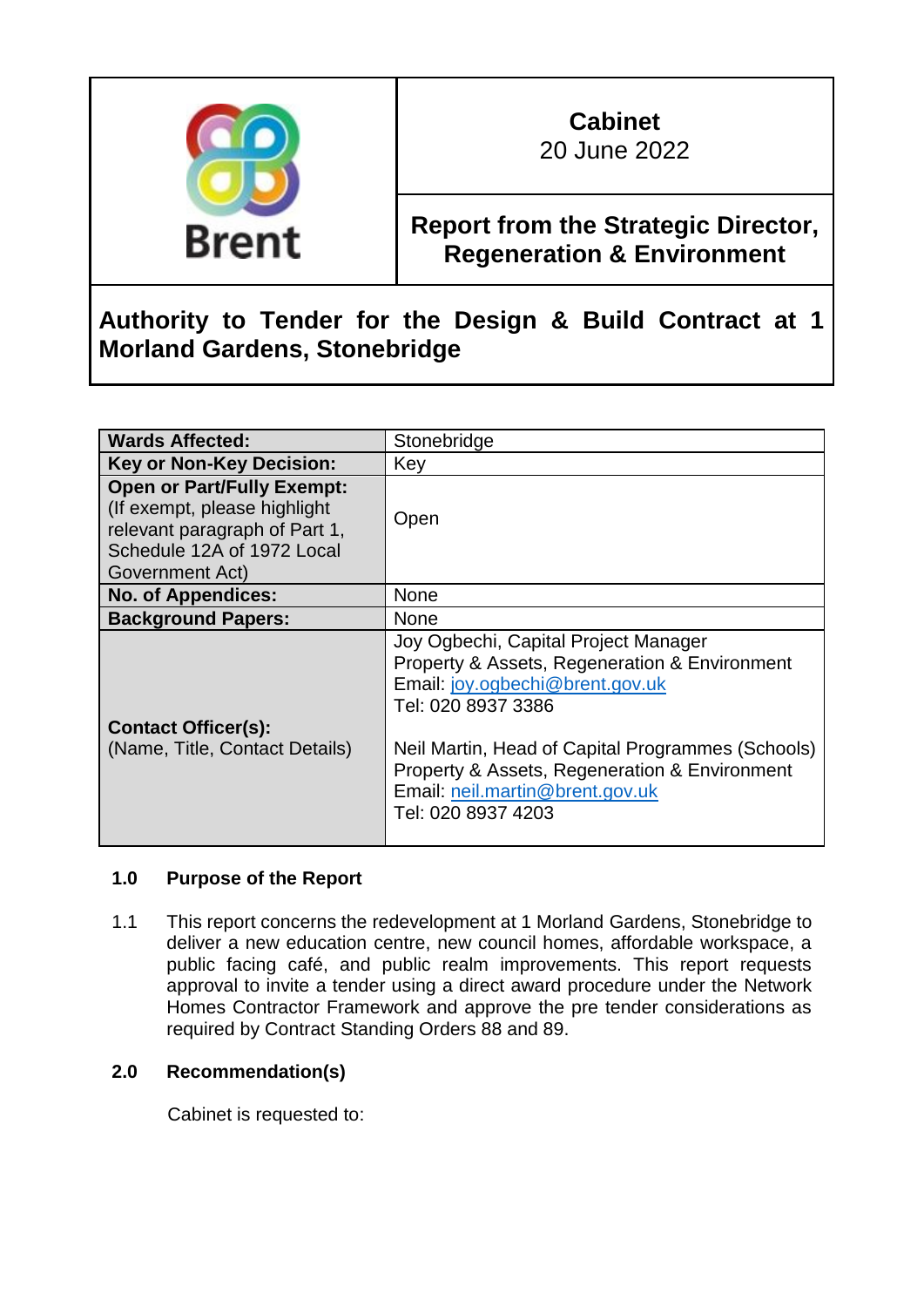Brent

**Cabinet**
20 June 2022

**Report from the Strategic Director, Regeneration & Environment**

# Authority to Tender for the Design & Build Contract at 1 Morland Gardens, Stonebridge

| | |
|---|---|
| **Wards Affected:** | Stonebridge |
| **Key or Non-Key Decision:** | Key |
| **Open or Part/Fully Exempt:** (If exempt, please highlight relevant paragraph of Part 1, Schedule 12A of 1972 Local Government Act) | Open |
| **No. of Appendices:** | None |
| **Background Papers:** | None |
| **Contact Officer(s):** (Name, Title, Contact Details) | Joy Ogbechi, Capital Project Manager<br>Property & Assets, Regeneration & Environment<br>Email: joy.ogbechi@brent.gov.uk<br>Tel: 020 8937 3386<br><br>Neil Martin, Head of Capital Programmes (Schools)<br>Property & Assets, Regeneration & Environment<br>Email: neil.martin@brent.gov.uk<br>Tel: 020 8937 4203 |

## 1.0 Purpose of the Report

1.1 This report concerns the redevelopment at 1 Morland Gardens, Stonebridge to deliver a new education centre, new council homes, affordable workspace, a public facing café, and public realm improvements. This report requests approval to invite a tender using a direct award procedure under the Network Homes Contractor Framework and approve the pre tender considerations as required by Contract Standing Orders 88 and 89.

## 2.0 Recommendation(s)

Cabinet is requested to: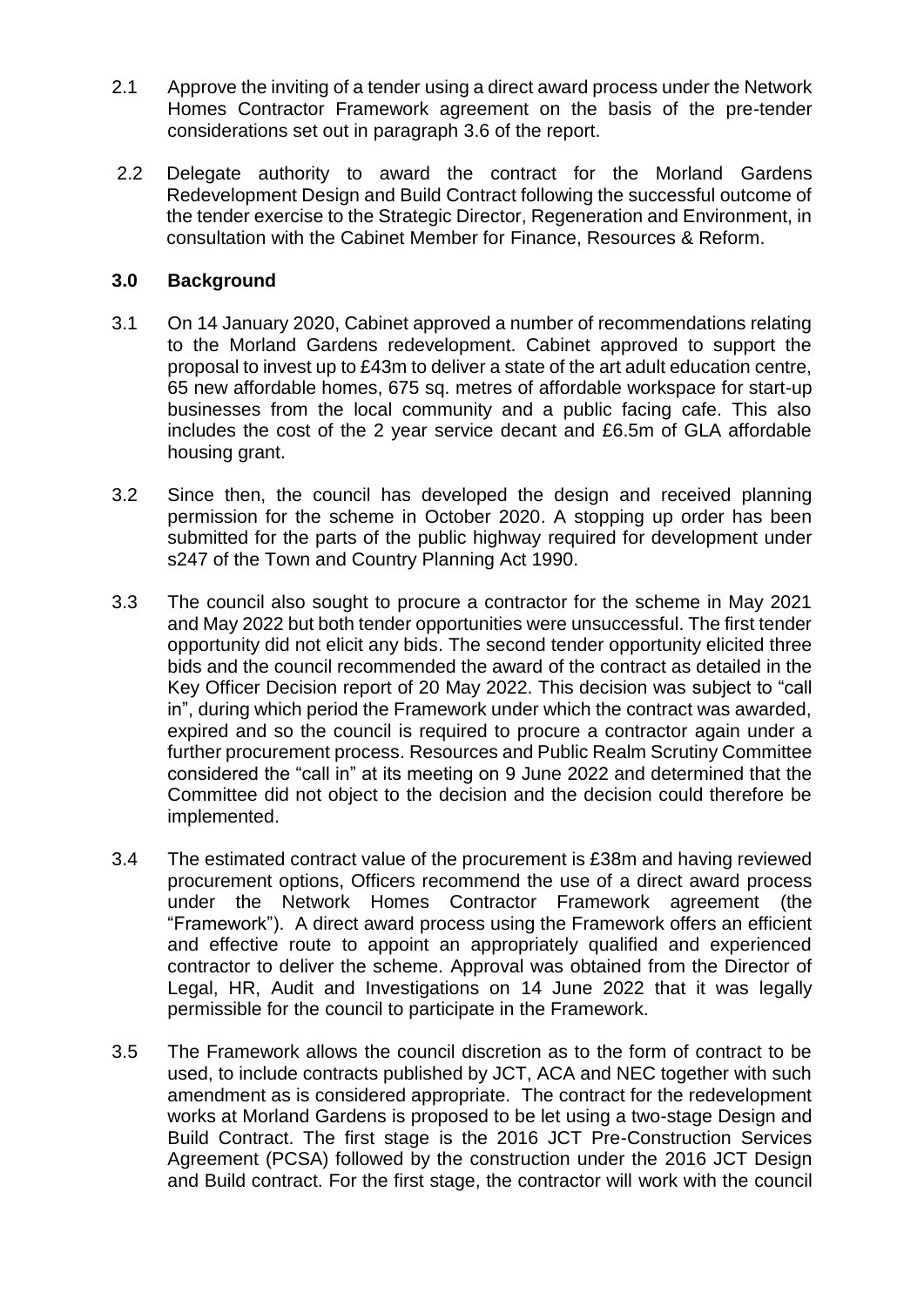2.1 Approve the inviting of a tender using a direct award process under the Network Homes Contractor Framework agreement on the basis of the pre-tender considerations set out in paragraph 3.6 of the report.

2.2 Delegate authority to award the contract for the Morland Gardens Redevelopment Design and Build Contract following the successful outcome of the tender exercise to the Strategic Director, Regeneration and Environment, in consultation with the Cabinet Member for Finance, Resources & Reform.

## 3.0 Background

3.1 On 14 January 2020, Cabinet approved a number of recommendations relating to the Morland Gardens redevelopment. Cabinet approved to support the proposal to invest up to £43m to deliver a state of the art adult education centre, 65 new affordable homes, 675 sq. metres of affordable workspace for start-up businesses from the local community and a public facing cafe. This also includes the cost of the 2 year service decant and £6.5m of GLA affordable housing grant.

3.2 Since then, the council has developed the design and received planning permission for the scheme in October 2020. A stopping up order has been submitted for the parts of the public highway required for development under s247 of the Town and Country Planning Act 1990.

3.3 The council also sought to procure a contractor for the scheme in May 2021 and May 2022 but both tender opportunities were unsuccessful. The first tender opportunity did not elicit any bids. The second tender opportunity elicited three bids and the council recommended the award of the contract as detailed in the Key Officer Decision report of 20 May 2022. This decision was subject to "call in", during which period the Framework under which the contract was awarded, expired and so the council is required to procure a contractor again under a further procurement process. Resources and Public Realm Scrutiny Committee considered the "call in" at its meeting on 9 June 2022 and determined that the Committee did not object to the decision and the decision could therefore be implemented.

3.4 The estimated contract value of the procurement is £38m and having reviewed procurement options, Officers recommend the use of a direct award process under the Network Homes Contractor Framework agreement (the "Framework"). A direct award process using the Framework offers an efficient and effective route to appoint an appropriately qualified and experienced contractor to deliver the scheme. Approval was obtained from the Director of Legal, HR, Audit and Investigations on 14 June 2022 that it was legally permissible for the council to participate in the Framework.

3.5 The Framework allows the council discretion as to the form of contract to be used, to include contracts published by JCT, ACA and NEC together with such amendment as is considered appropriate. The contract for the redevelopment works at Morland Gardens is proposed to be let using a two-stage Design and Build Contract. The first stage is the 2016 JCT Pre-Construction Services Agreement (PCSA) followed by the construction under the 2016 JCT Design and Build contract. For the first stage, the contractor will work with the council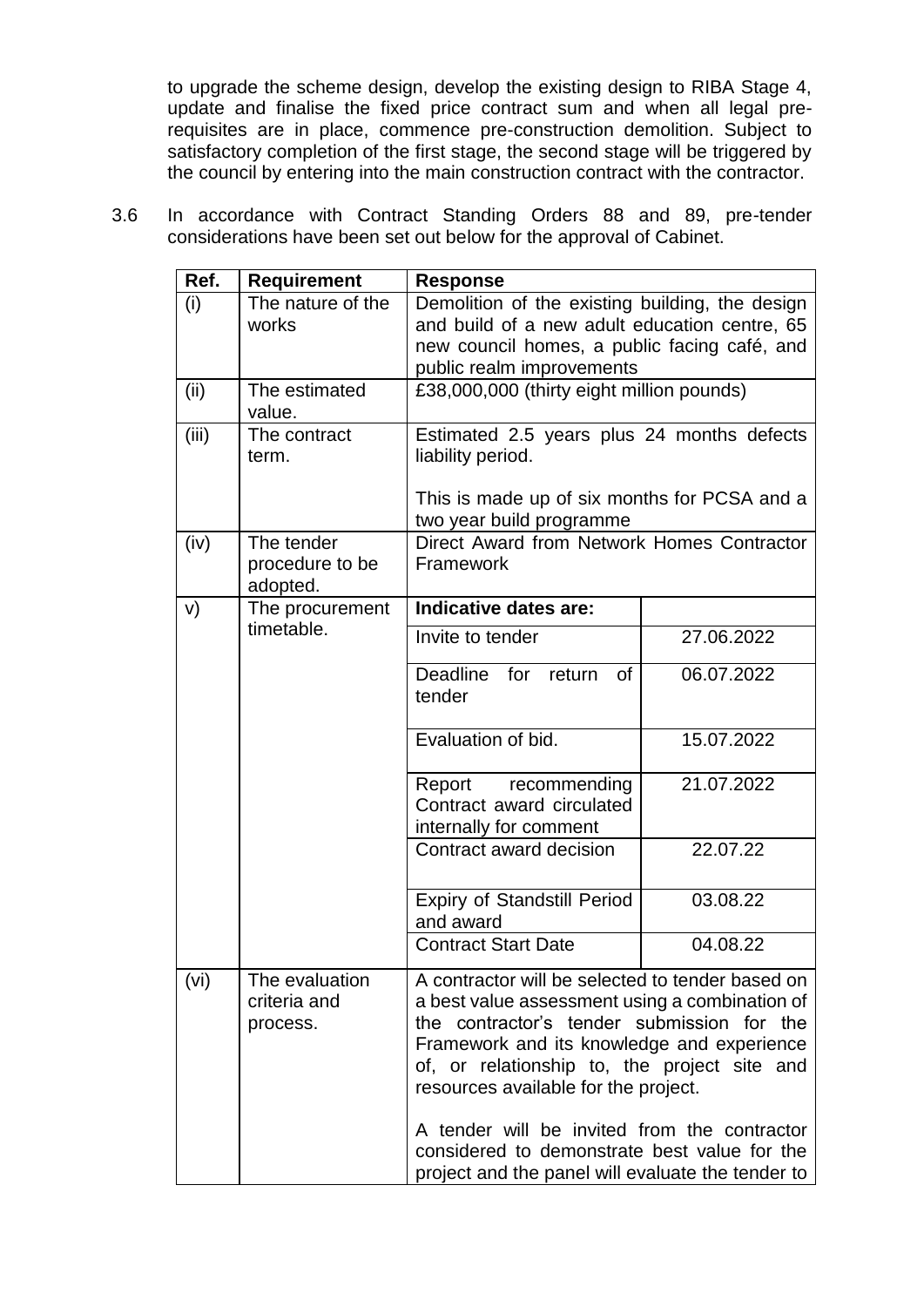to upgrade the scheme design, develop the existing design to RIBA Stage 4, update and finalise the fixed price contract sum and when all legal pre-requisites are in place, commence pre-construction demolition. Subject to satisfactory completion of the first stage, the second stage will be triggered by the council by entering into the main construction contract with the contractor.

3.6 In accordance with Contract Standing Orders 88 and 89, pre-tender considerations have been set out below for the approval of Cabinet.

| Ref. | Requirement | Response | |
|---|---|---|---|
| (i) | The nature of the works | Demolition of the existing building, the design and build of a new adult education centre, 65 new council homes, a public facing café, and public realm improvements | |
| (ii) | The estimated value. | £38,000,000 (thirty eight million pounds) | |
| (iii) | The contract term. | Estimated 2.5 years plus 24 months defects liability period.<br><br>This is made up of six months for PCSA and a two year build programme | |
| (iv) | The tender procedure to be adopted. | Direct Award from Network Homes Contractor Framework | |
| v) | The procurement timetable. | **Indicative dates are:** | |
| | | Invite to tender | 27.06.2022 |
| | | Deadline for return of tender | 06.07.2022 |
| | | Evaluation of bid. | 15.07.2022 |
| | | Report recommending Contract award circulated internally for comment | 21.07.2022 |
| | | Contract award decision | 22.07.22 |
| | | Expiry of Standstill Period and award | 03.08.22 |
| | | Contract Start Date | 04.08.22 |
| (vi) | The evaluation criteria and process. | A contractor will be selected to tender based on a best value assessment using a combination of the contractor's tender submission for the Framework and its knowledge and experience of, or relationship to, the project site and resources available for the project.<br><br>A tender will be invited from the contractor considered to demonstrate best value for the project and the panel will evaluate the tender to | |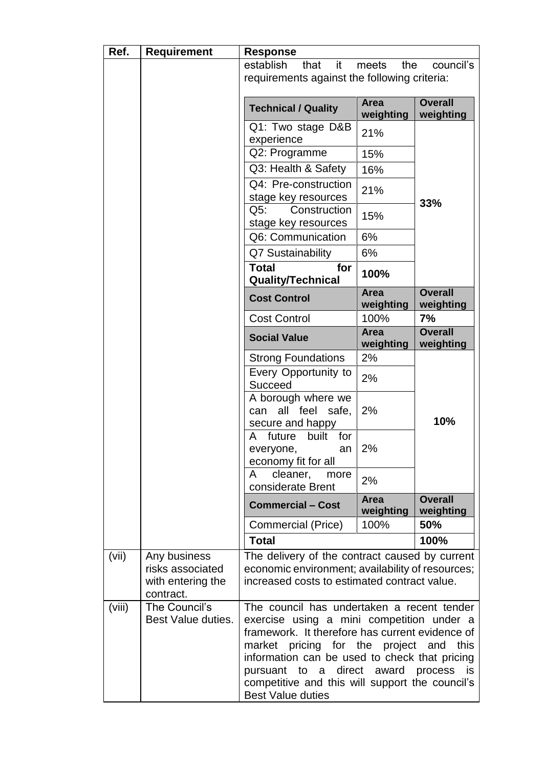| Ref. | Requirement | Response |
|---|---|---|
| | | establish that it meets the council's requirements against the following criteria: |

| Technical / Quality | Area weighting | Overall weighting |
|---|---|---|
| Q1: Two stage D&B experience | 21% | 33% |
| Q2: Programme | 15% | |
| Q3: Health & Safety | 16% | |
| Q4: Pre-construction stage key resources | 21% | |
| Q5: Construction stage key resources | 15% | |
| Q6: Communication | 6% | |
| Q7 Sustainability | 6% | |
| **Total for Quality/Technical** | **100%** | |
| **Cost Control** | **Area weighting** | **Overall weighting** |
| Cost Control | 100% | **7%** |
| **Social Value** | **Area weighting** | **Overall weighting** |
| Strong Foundations | 2% | 10% |
| Every Opportunity to Succeed | 2% | |
| A borough where we can all feel safe, secure and happy | 2% | |
| A future built for everyone, an economy fit for all | 2% | |
| A cleaner, more considerate Brent | 2% | |
| **Commercial – Cost** | **Area weighting** | **Overall weighting** |
| Commercial (Price) | 100% | **50%** |
| **Total** | | **100%** |

| Ref. | Requirement | Response |
|---|---|---|
| (vii) | Any business risks associated with entering the contract. | The delivery of the contract caused by current economic environment; availability of resources; increased costs to estimated contract value. |
| (viii) | The Council's Best Value duties. | The council has undertaken a recent tender exercise using a mini competition under a framework. It therefore has current evidence of market pricing for the project and this information can be used to check that pricing pursuant to a direct award process is competitive and this will support the council's Best Value duties |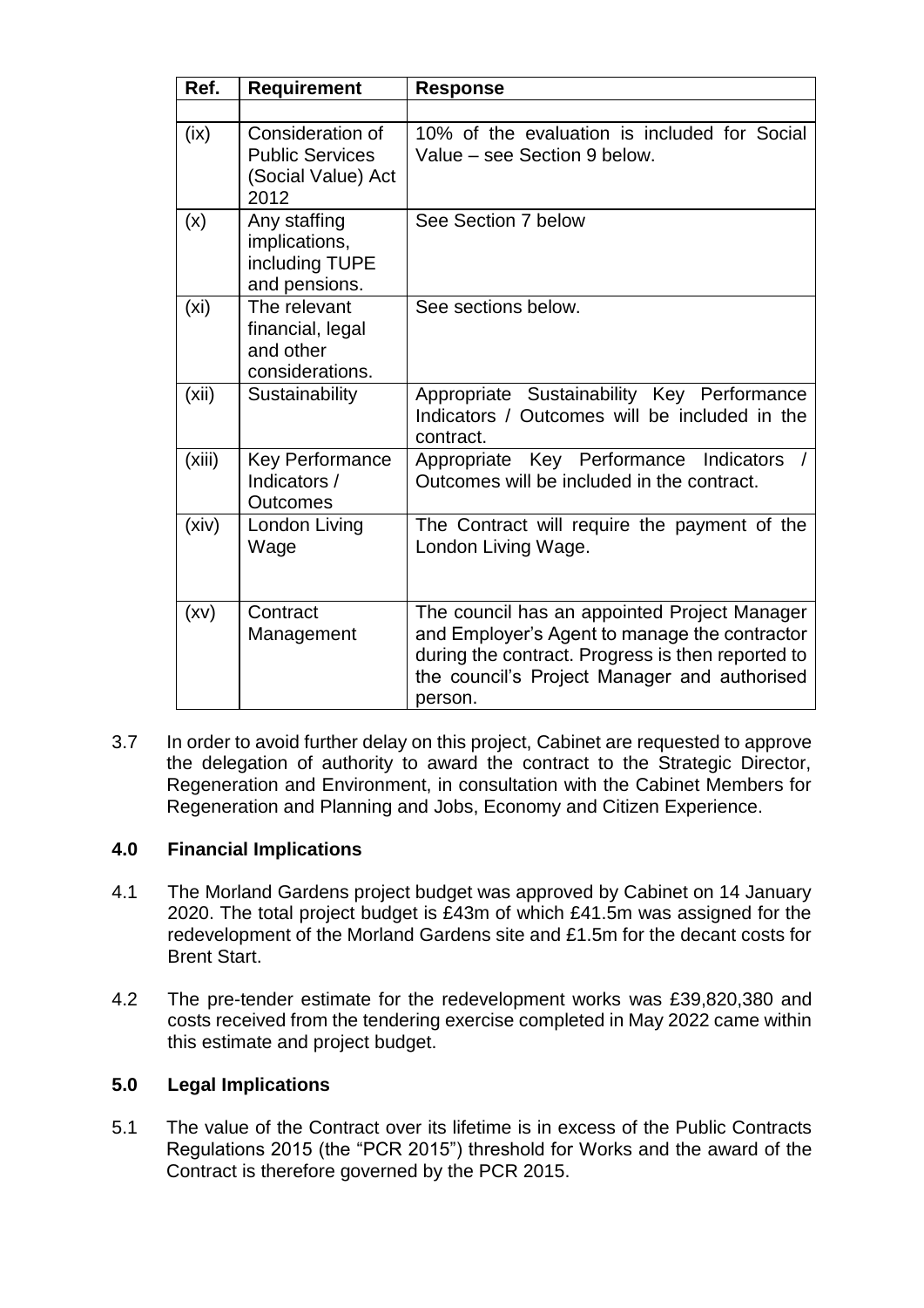| Ref. | Requirement | Response |
|---|---|---|
| | | |
| (ix) | Consideration of Public Services (Social Value) Act 2012 | 10% of the evaluation is included for Social Value – see Section 9 below. |
| (x) | Any staffing implications, including TUPE and pensions. | See Section 7 below |
| (xi) | The relevant financial, legal and other considerations. | See sections below. |
| (xii) | Sustainability | Appropriate Sustainability Key Performance Indicators / Outcomes will be included in the contract. |
| (xiii) | Key Performance Indicators / Outcomes | Appropriate Key Performance Indicators / Outcomes will be included in the contract. |
| (xiv) | London Living Wage | The Contract will require the payment of the London Living Wage. |
| (xv) | Contract Management | The council has an appointed Project Manager and Employer's Agent to manage the contractor during the contract. Progress is then reported to the council's Project Manager and authorised person. |

3.7 In order to avoid further delay on this project, Cabinet are requested to approve the delegation of authority to award the contract to the Strategic Director, Regeneration and Environment, in consultation with the Cabinet Members for Regeneration and Planning and Jobs, Economy and Citizen Experience.

## 4.0 Financial Implications

4.1 The Morland Gardens project budget was approved by Cabinet on 14 January 2020. The total project budget is £43m of which £41.5m was assigned for the redevelopment of the Morland Gardens site and £1.5m for the decant costs for Brent Start.

4.2 The pre-tender estimate for the redevelopment works was £39,820,380 and costs received from the tendering exercise completed in May 2022 came within this estimate and project budget.

## 5.0 Legal Implications

5.1 The value of the Contract over its lifetime is in excess of the Public Contracts Regulations 2015 (the "PCR 2015") threshold for Works and the award of the Contract is therefore governed by the PCR 2015.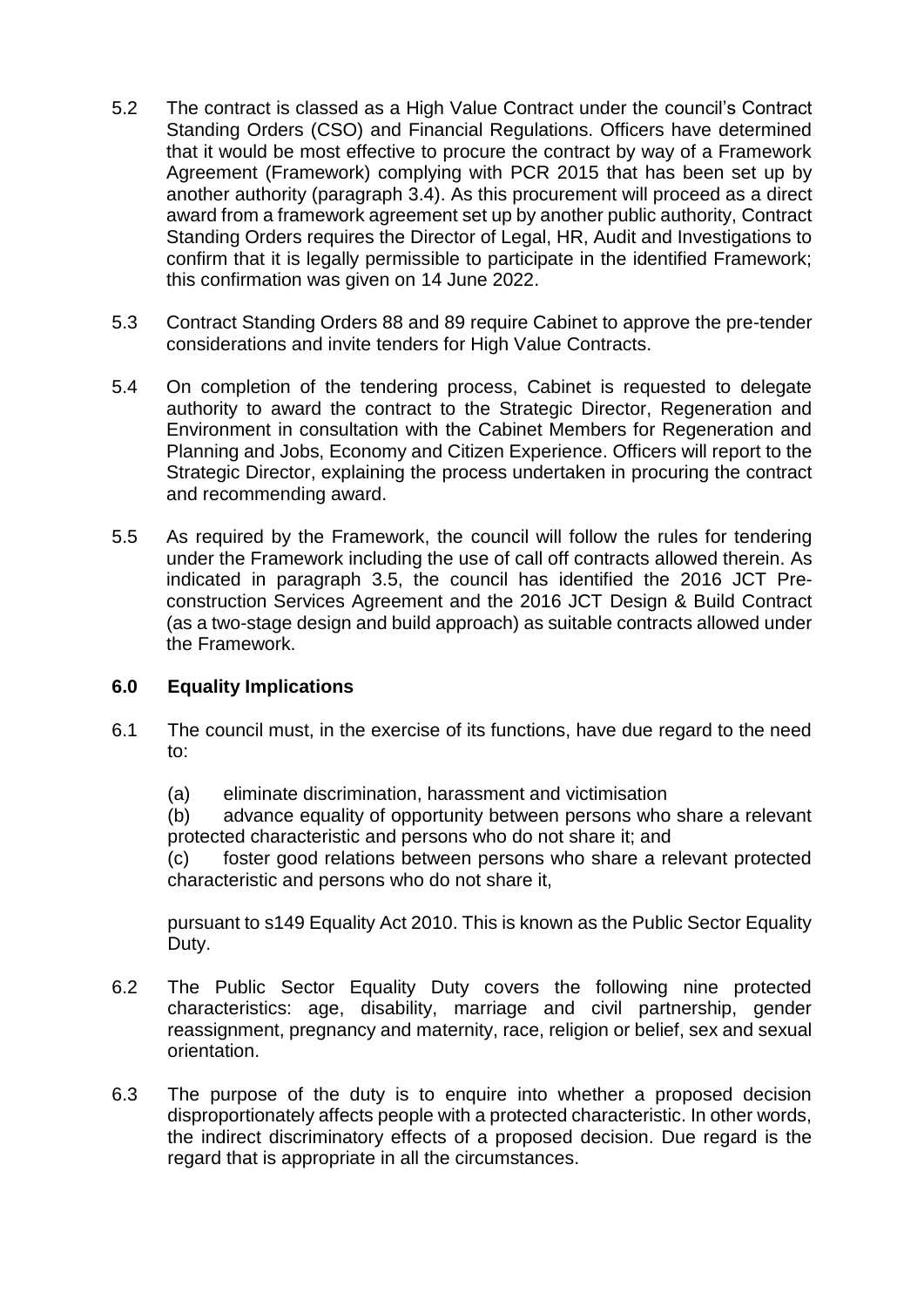5.2 The contract is classed as a High Value Contract under the council's Contract Standing Orders (CSO) and Financial Regulations. Officers have determined that it would be most effective to procure the contract by way of a Framework Agreement (Framework) complying with PCR 2015 that has been set up by another authority (paragraph 3.4). As this procurement will proceed as a direct award from a framework agreement set up by another public authority, Contract Standing Orders requires the Director of Legal, HR, Audit and Investigations to confirm that it is legally permissible to participate in the identified Framework; this confirmation was given on 14 June 2022.

5.3 Contract Standing Orders 88 and 89 require Cabinet to approve the pre-tender considerations and invite tenders for High Value Contracts.

5.4 On completion of the tendering process, Cabinet is requested to delegate authority to award the contract to the Strategic Director, Regeneration and Environment in consultation with the Cabinet Members for Regeneration and Planning and Jobs, Economy and Citizen Experience. Officers will report to the Strategic Director, explaining the process undertaken in procuring the contract and recommending award.

5.5 As required by the Framework, the council will follow the rules for tendering under the Framework including the use of call off contracts allowed therein. As indicated in paragraph 3.5, the council has identified the 2016 JCT Pre-construction Services Agreement and the 2016 JCT Design & Build Contract (as a two-stage design and build approach) as suitable contracts allowed under the Framework.

## 6.0 Equality Implications

6.1 The council must, in the exercise of its functions, have due regard to the need to:

(a) eliminate discrimination, harassment and victimisation

(b) advance equality of opportunity between persons who share a relevant protected characteristic and persons who do not share it; and

(c) foster good relations between persons who share a relevant protected characteristic and persons who do not share it,

pursuant to s149 Equality Act 2010. This is known as the Public Sector Equality Duty.

6.2 The Public Sector Equality Duty covers the following nine protected characteristics: age, disability, marriage and civil partnership, gender reassignment, pregnancy and maternity, race, religion or belief, sex and sexual orientation.

6.3 The purpose of the duty is to enquire into whether a proposed decision disproportionately affects people with a protected characteristic. In other words, the indirect discriminatory effects of a proposed decision. Due regard is the regard that is appropriate in all the circumstances.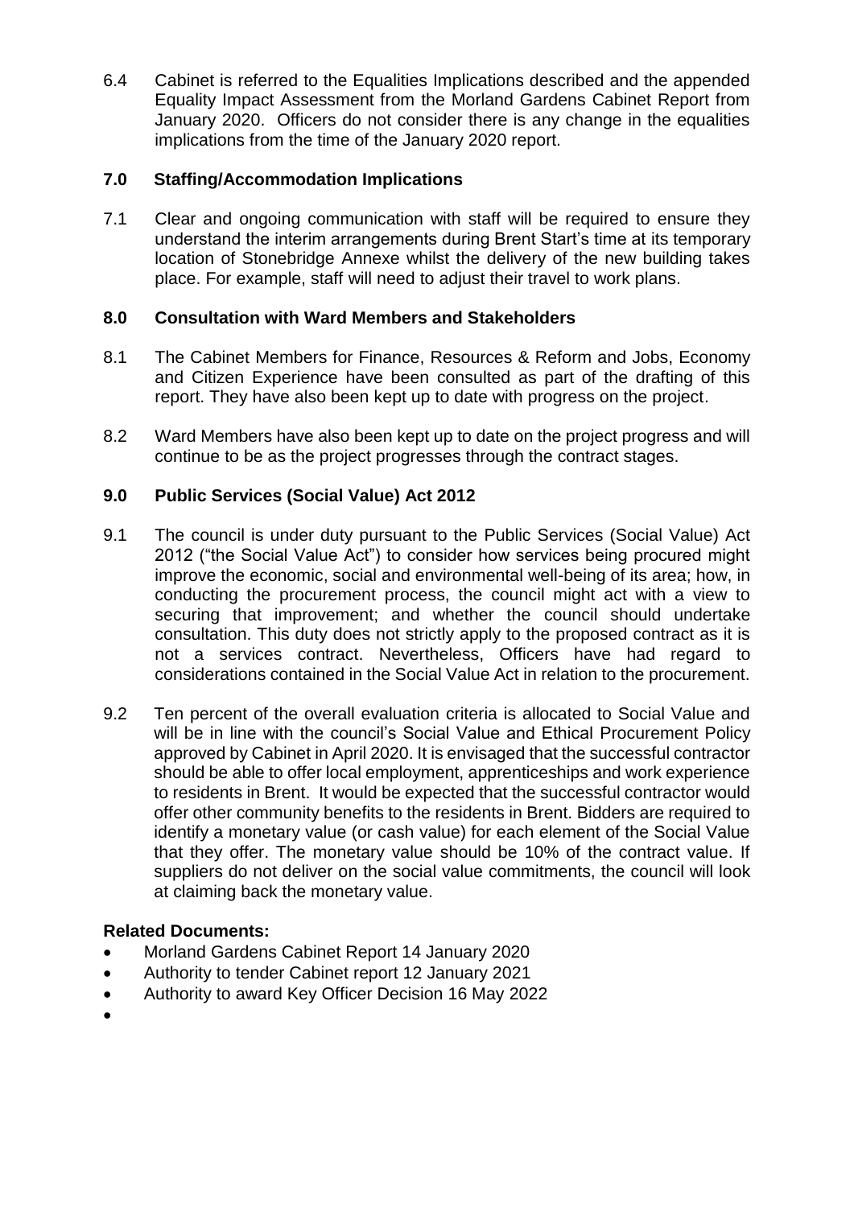6.4 Cabinet is referred to the Equalities Implications described and the appended Equality Impact Assessment from the Morland Gardens Cabinet Report from January 2020. Officers do not consider there is any change in the equalities implications from the time of the January 2020 report.

## 7.0 Staffing/Accommodation Implications

7.1 Clear and ongoing communication with staff will be required to ensure they understand the interim arrangements during Brent Start's time at its temporary location of Stonebridge Annexe whilst the delivery of the new building takes place. For example, staff will need to adjust their travel to work plans.

## 8.0 Consultation with Ward Members and Stakeholders

8.1 The Cabinet Members for Finance, Resources & Reform and Jobs, Economy and Citizen Experience have been consulted as part of the drafting of this report. They have also been kept up to date with progress on the project.

8.2 Ward Members have also been kept up to date on the project progress and will continue to be as the project progresses through the contract stages.

## 9.0 Public Services (Social Value) Act 2012

9.1 The council is under duty pursuant to the Public Services (Social Value) Act 2012 ("the Social Value Act") to consider how services being procured might improve the economic, social and environmental well-being of its area; how, in conducting the procurement process, the council might act with a view to securing that improvement; and whether the council should undertake consultation. This duty does not strictly apply to the proposed contract as it is not a services contract. Nevertheless, Officers have had regard to considerations contained in the Social Value Act in relation to the procurement.

9.2 Ten percent of the overall evaluation criteria is allocated to Social Value and will be in line with the council's Social Value and Ethical Procurement Policy approved by Cabinet in April 2020. It is envisaged that the successful contractor should be able to offer local employment, apprenticeships and work experience to residents in Brent. It would be expected that the successful contractor would offer other community benefits to the residents in Brent. Bidders are required to identify a monetary value (or cash value) for each element of the Social Value that they offer. The monetary value should be 10% of the contract value. If suppliers do not deliver on the social value commitments, the council will look at claiming back the monetary value.

**Related Documents:**

- Morland Gardens Cabinet Report 14 January 2020
- Authority to tender Cabinet report 12 January 2021
- Authority to award Key Officer Decision 16 May 2022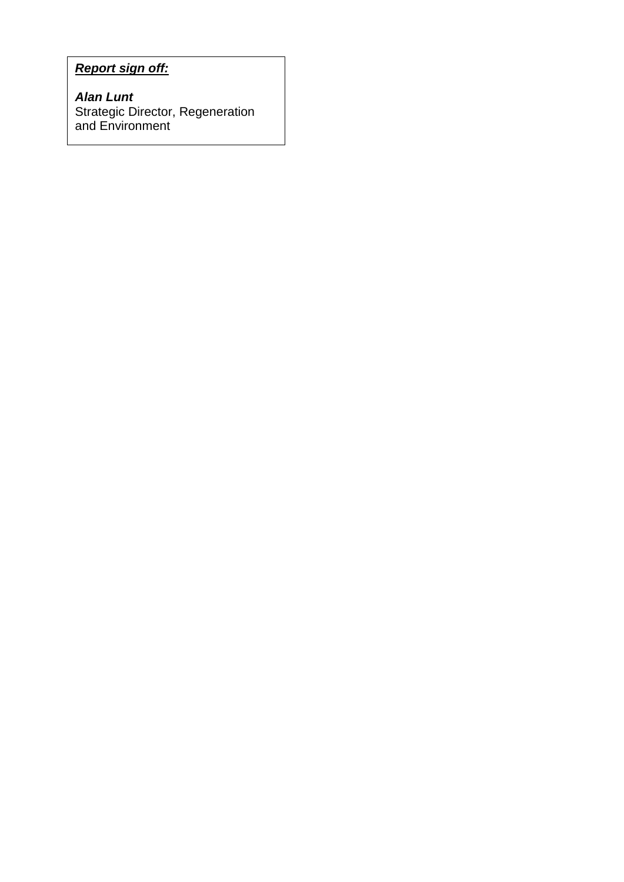***Report sign off:***

***Alan Lunt***
Strategic Director, Regeneration and Environment